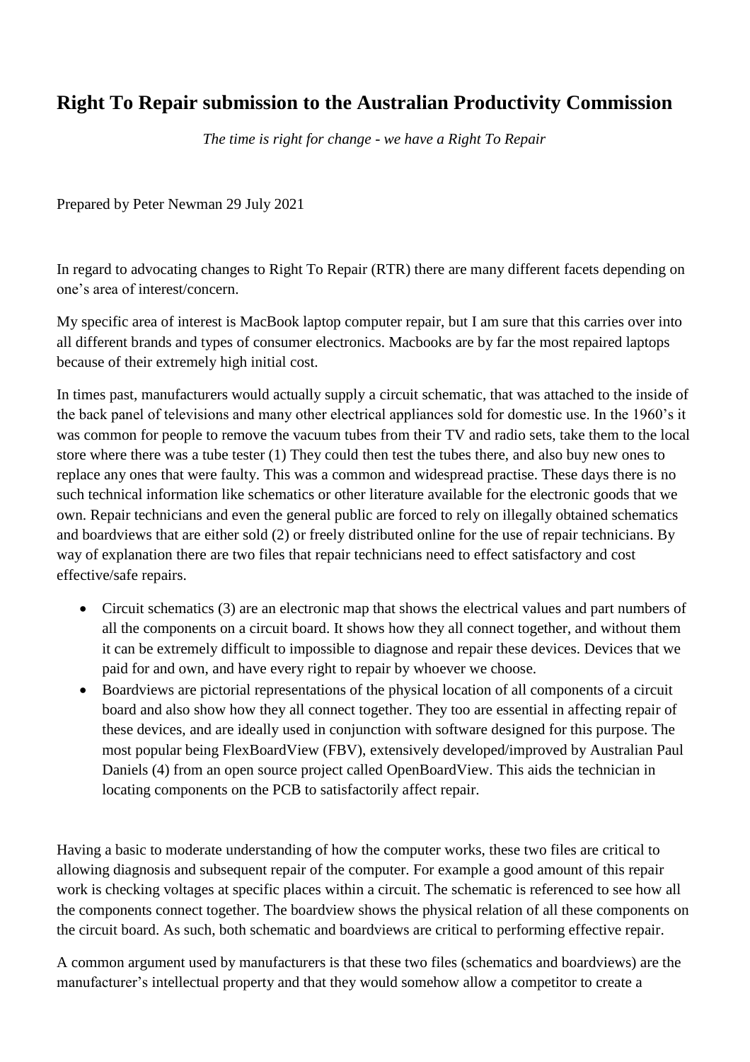# Right To Repair submission to the Australian Productivity Commission

*The time is right for change - we have a Right To Repair*

Prepared by Peter Newman 29 July 2021

In regard to advocating changes to Right To Repair (RTR) there are many different facets depending on one's area of interest/concern.

My specific area of interest is MacBook laptop computer repair, but I am sure that this carries over into all different brands and types of consumer electronics. Macbooks are by far the most repaired laptops because of their extremely high initial cost.

In times past, manufacturers would actually supply a circuit schematic, that was attached to the inside of the back panel of televisions and many other electrical appliances sold for domestic use. In the 1960's it was common for people to remove the vacuum tubes from their TV and radio sets, take them to the local store where there was a tube tester (1) They could then test the tubes there, and also buy new ones to replace any ones that were faulty. This was a common and widespread practise. These days there is no such technical information like schematics or other literature available for the electronic goods that we own. Repair technicians and even the general public are forced to rely on illegally obtained schematics and boardviews that are either sold (2) or freely distributed online for the use of repair technicians. By way of explanation there are two files that repair technicians need to effect satisfactory and cost effective/safe repairs.

- Circuit schematics (3) are an electronic map that shows the electrical values and part numbers of all the components on a circuit board. It shows how they all connect together, and without them it can be extremely difficult to impossible to diagnose and repair these devices. Devices that we paid for and own, and have every right to repair by whoever we choose.
- Boardviews are pictorial representations of the physical location of all components of a circuit board and also show how they all connect together. They too are essential in affecting repair of these devices, and are ideally used in conjunction with software designed for this purpose. The most popular being FlexBoardView (FBV), extensively developed/improved by Australian Paul Daniels (4) from an open source project called OpenBoardView. This aids the technician in locating components on the PCB to satisfactorily affect repair.

Having a basic to moderate understanding of how the computer works, these two files are critical to allowing diagnosis and subsequent repair of the computer. For example a good amount of this repair work is checking voltages at specific places within a circuit. The schematic is referenced to see how all the components connect together. The boardview shows the physical relation of all these components on the circuit board. As such, both schematic and boardviews are critical to performing effective repair.

A common argument used by manufacturers is that these two files (schematics and boardviews) are the manufacturer's intellectual property and that they would somehow allow a competitor to create a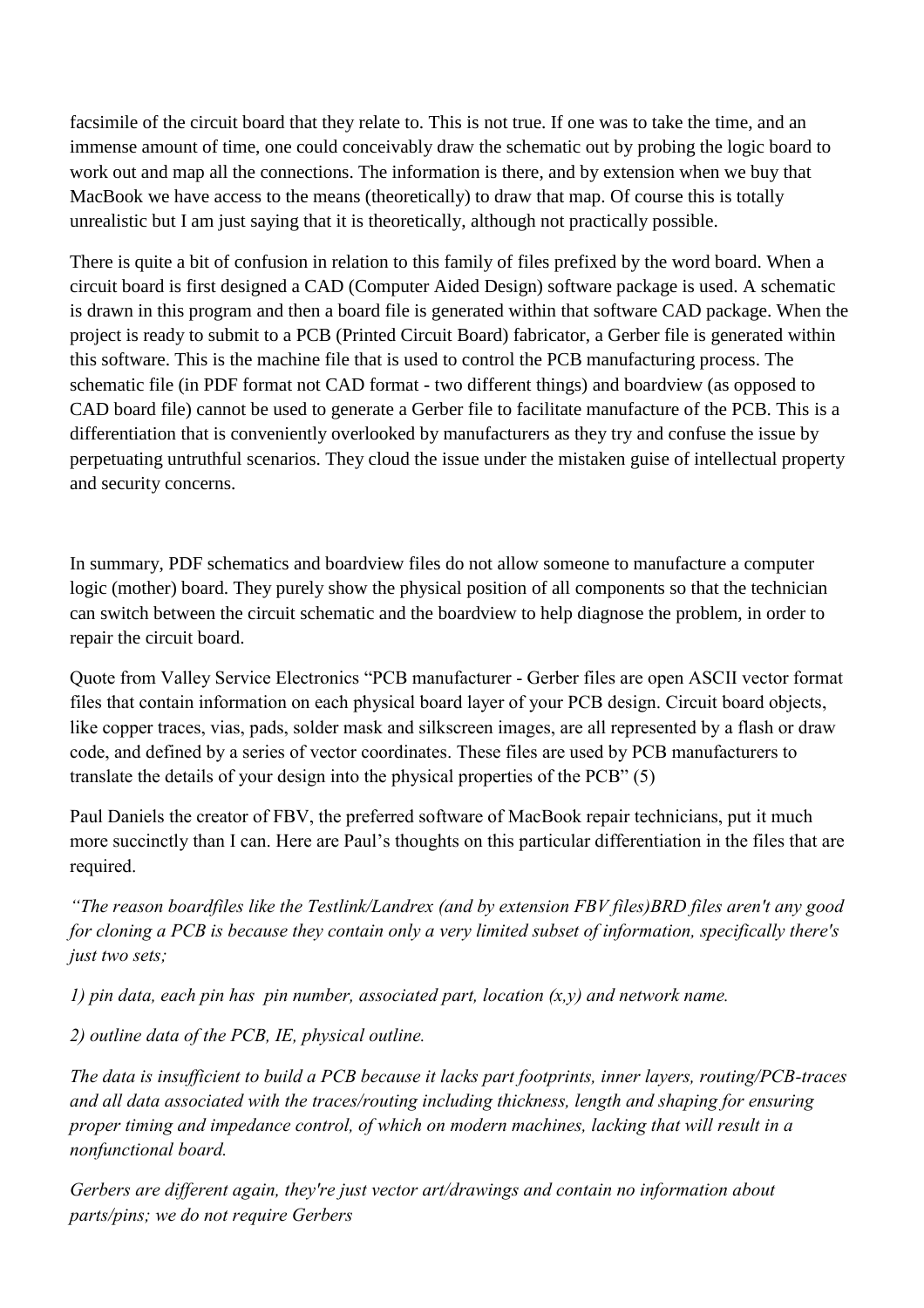facsimile of the circuit board that they relate to. This is not true. If one was to take the time, and an immense amount of time, one could conceivably draw the schematic out by probing the logic board to work out and map all the connections. The information is there, and by extension when we buy that MacBook we have access to the means (theoretically) to draw that map. Of course this is totally unrealistic but I am just saying that it is theoretically, although not practically possible.

There is quite a bit of confusion in relation to this family of files prefixed by the word board. When a circuit board is first designed a CAD (Computer Aided Design) software package is used. A schematic is drawn in this program and then a board file is generated within that software CAD package. When the project is ready to submit to a PCB (Printed Circuit Board) fabricator, a Gerber file is generated within this software. This is the machine file that is used to control the PCB manufacturing process. The schematic file (in PDF format not CAD format - two different things) and boardview (as opposed to CAD board file) cannot be used to generate a Gerber file to facilitate manufacture of the PCB. This is a differentiation that is conveniently overlooked by manufacturers as they try and confuse the issue by perpetuating untruthful scenarios. They cloud the issue under the mistaken guise of intellectual property and security concerns.

In summary, PDF schematics and boardview files do not allow someone to manufacture a computer logic (mother) board. They purely show the physical position of all components so that the technician can switch between the circuit schematic and the boardview to help diagnose the problem, in order to repair the circuit board.

Quote from Valley Service Electronics "PCB manufacturer - Gerber files are open ASCII vector format files that contain information on each physical board layer of your PCB design. Circuit board objects, like copper traces, vias, pads, solder mask and silkscreen images, are all represented by a flash or draw code, and defined by a series of vector coordinates. These files are used by PCB manufacturers to translate the details of your design into the physical properties of the PCB" (5)

Paul Daniels the creator of FBV, the preferred software of MacBook repair technicians, put it much more succinctly than I can. Here are Paul's thoughts on this particular differentiation in the files that are required.

*"The reason boardfiles like the Testlink/Landrex (and by extension FBV files)BRD files aren't any good for cloning a PCB is because they contain only a very limited subset of information, specifically there's just two sets;*

*1) pin data, each pin has pin number, associated part, location (x,y) and network name.*

*2) outline data of the PCB, IE, physical outline.*

*The data is insufficient to build a PCB because it lacks part footprints, inner layers, routing/PCB-traces and all data associated with the traces/routing including thickness, length and shaping for ensuring proper timing and impedance control, of which on modern machines, lacking that will result in a nonfunctional board.*

*Gerbers are different again, they're just vector art/drawings and contain no information about parts/pins; we do not require Gerbers*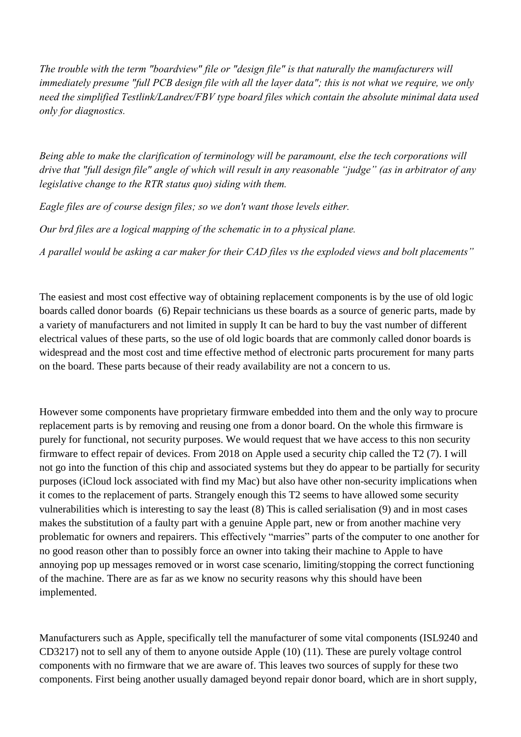*The trouble with the term "boardview" file or "design file" is that naturally the manufacturers will immediately presume "full PCB design file with all the layer data"; this is not what we require, we only need the simplified Testlink/Landrex/FBV type board files which contain the absolute minimal data used only for diagnostics.*

*Being able to make the clarification of terminology will be paramount, else the tech corporations will drive that "full design file" angle of which will result in any reasonable "judge" (as in arbitrator of any legislative change to the RTR status quo) siding with them.*

*Eagle files are of course design files; so we don't want those levels either.*

*Our brd files are a logical mapping of the schematic in to a physical plane.*

*A parallel would be asking a car maker for their CAD files vs the exploded views and bolt placements"*

The easiest and most cost effective way of obtaining replacement components is by the use of old logic boards called donor boards (6) Repair technicians us these boards as a source of generic parts, made by a variety of manufacturers and not limited in supply It can be hard to buy the vast number of different electrical values of these parts, so the use of old logic boards that are commonly called donor boards is widespread and the most cost and time effective method of electronic parts procurement for many parts on the board. These parts because of their ready availability are not a concern to us.

However some components have proprietary firmware embedded into them and the only way to procure replacement parts is by removing and reusing one from a donor board. On the whole this firmware is purely for functional, not security purposes. We would request that we have access to this non security firmware to effect repair of devices. From 2018 on Apple used a security chip called the T2 (7). I will not go into the function of this chip and associated systems but they do appear to be partially for security purposes (iCloud lock associated with find my Mac) but also have other non-security implications when it comes to the replacement of parts. Strangely enough this T2 seems to have allowed some security vulnerabilities which is interesting to say the least (8) This is called serialisation (9) and in most cases makes the substitution of a faulty part with a genuine Apple part, new or from another machine very problematic for owners and repairers. This effectively "marries" parts of the computer to one another for no good reason other than to possibly force an owner into taking their machine to Apple to have annoying pop up messages removed or in worst case scenario, limiting/stopping the correct functioning of the machine. There are as far as we know no security reasons why this should have been implemented.

Manufacturers such as Apple, specifically tell the manufacturer of some vital components (ISL9240 and CD3217) not to sell any of them to anyone outside Apple (10) (11). These are purely voltage control components with no firmware that we are aware of. This leaves two sources of supply for these two components. First being another usually damaged beyond repair donor board, which are in short supply,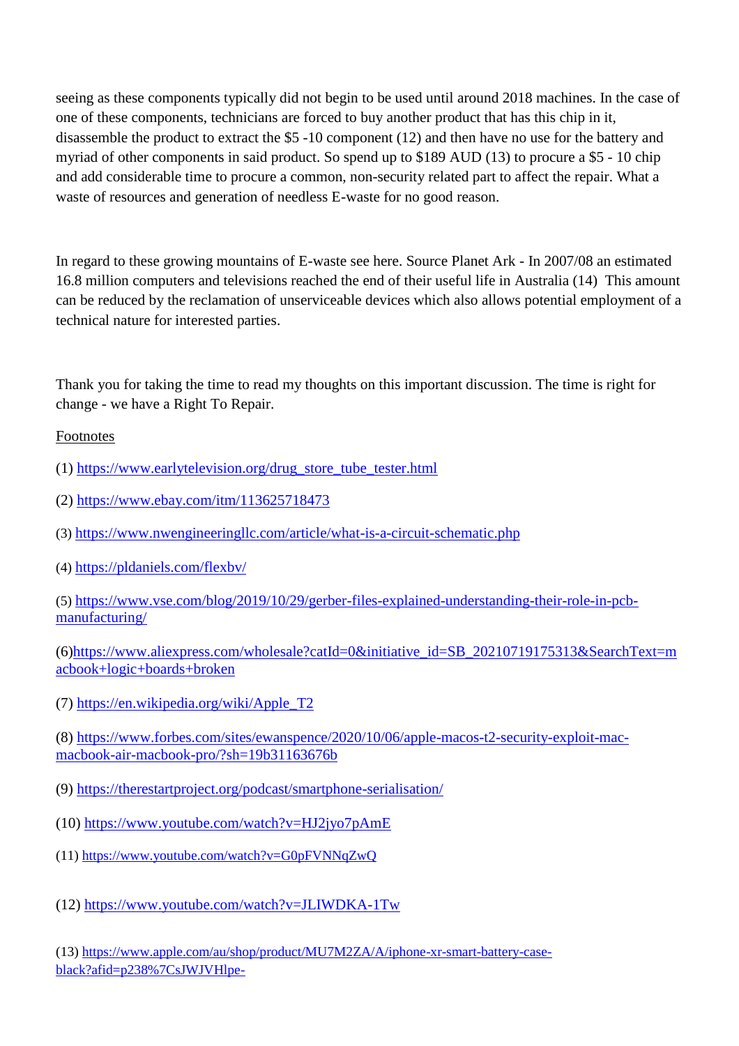seeing as these components typically did not begin to be used until around 2018 machines. In the case of one of these components, technicians are forced to buy another product that has this chip in it, disassemble the product to extract the $5 -10 component (12) and then have no use for the battery and myriad of other components in said product. So spend up to $189 AUD (13) to procure a $5 - 10 chip and add considerable time to procure a common, non-security related part to affect the repair. What a waste of resources and generation of needless E-waste for no good reason.

In regard to these growing mountains of E-waste see here. Source Planet Ark - In 2007/08 an estimated 16.8 million computers and televisions reached the end of their useful life in Australia (14) This amount can be reduced by the reclamation of unserviceable devices which also allows potential employment of a technical nature for interested parties.

Thank you for taking the time to read my thoughts on this important discussion. The time is right for change - we have a Right To Repair.

Footnotes

(1) https://www.earlytelevision.org/drug_store_tube_tester.html

(2) https://www.ebay.com/itm/113625718473

(3) https://www.nwengineeringllc.com/article/what-is-a-circuit-schematic.php

(4) https://pldaniels.com/flexbv/

(5) https://www.vse.com/blog/2019/10/29/gerber-files-explained-understanding-their-role-in-pcb-manufacturing/

(6)https://www.aliexpress.com/wholesale?catId=0&initiative_id=SB_20210719175313&SearchText=macbook+logic+boards+broken

(7) https://en.wikipedia.org/wiki/Apple_T2

(8) https://www.forbes.com/sites/ewanspence/2020/10/06/apple-macos-t2-security-exploit-mac-macbook-air-macbook-pro/?sh=19b31163676b

(9) https://therestartproject.org/podcast/smartphone-serialisation/

(10) https://www.youtube.com/watch?v=HJ2jyo7pAmE

(11) https://www.youtube.com/watch?v=G0pFVNNqZwQ

(12) https://www.youtube.com/watch?v=JLIWDKA-1Tw

(13) https://www.apple.com/au/shop/product/MU7M2ZA/A/iphone-xr-smart-battery-case-black?afid=p238%7CsJWJVHlpe-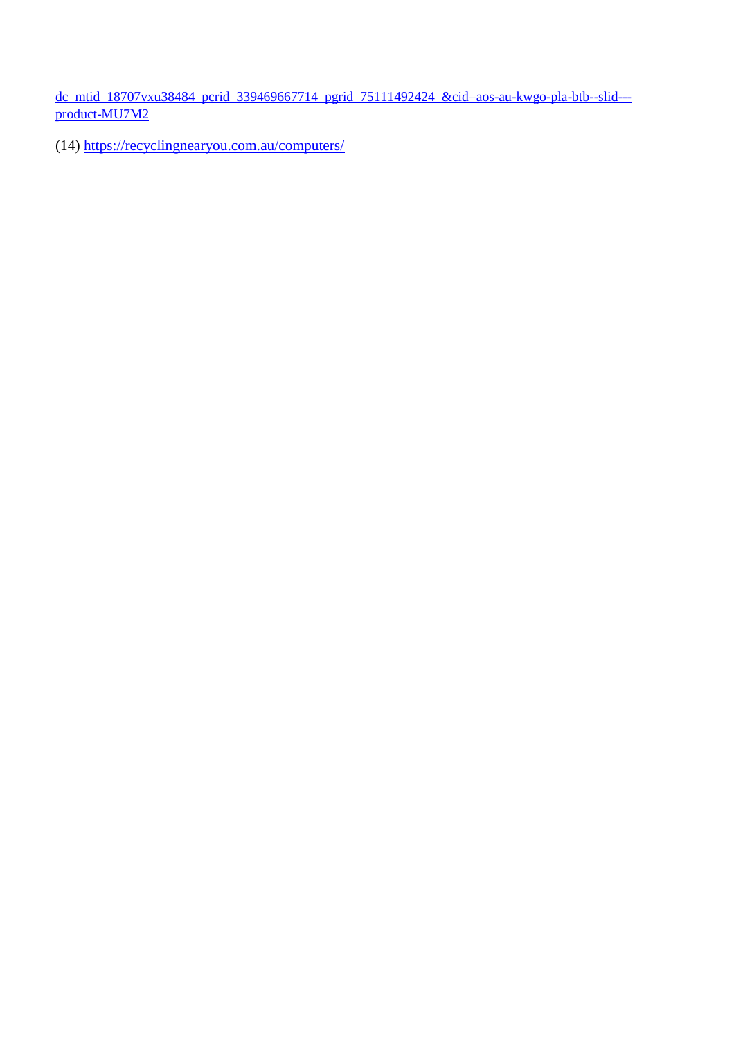dc_mtid_18707vxu38484_pcrid_339469667714_pgrid_75111492424_&cid=aos-au-kwgo-pla-btb--slid---product-MU7M2

(14) https://recyclingnearyou.com.au/computers/